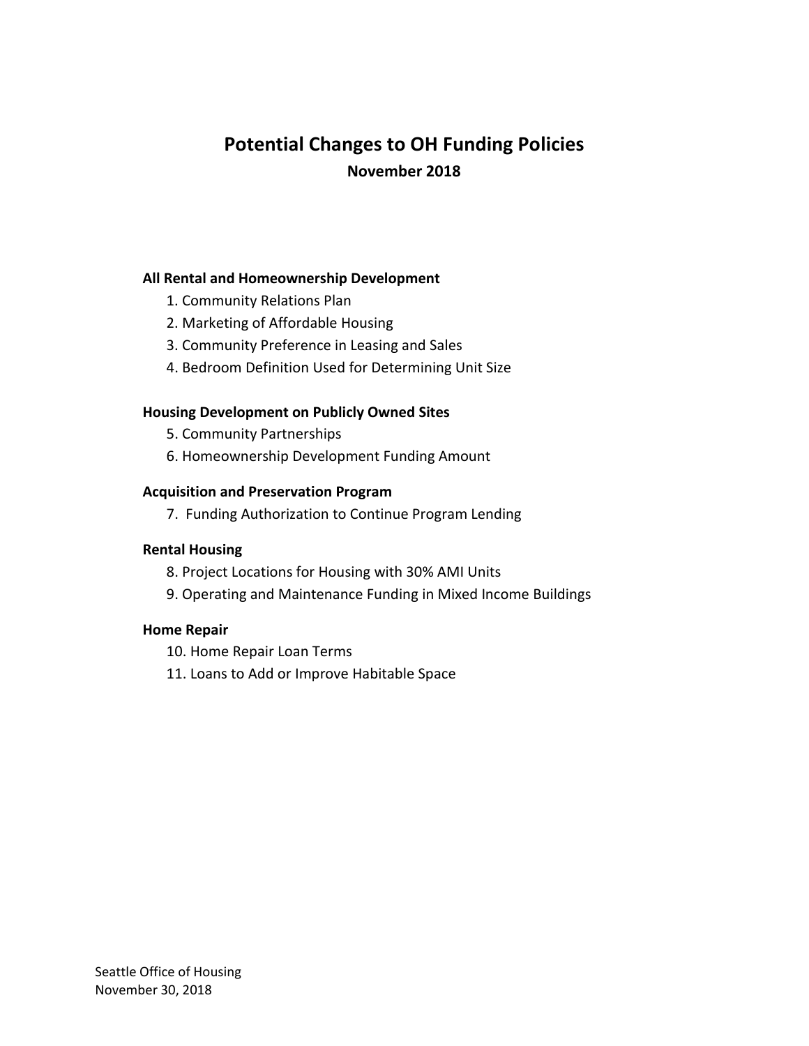# Potential Changes to OH Funding Policies

## November 2018

**All Rental and Homeownership Development**

1. Community Relations Plan
2. Marketing of Affordable Housing
3. Community Preference in Leasing and Sales
4. Bedroom Definition Used for Determining Unit Size

**Housing Development on Publicly Owned Sites**

5. Community Partnerships
6. Homeownership Development Funding Amount

**Acquisition and Preservation Program**

7. Funding Authorization to Continue Program Lending

**Rental Housing**

8. Project Locations for Housing with 30% AMI Units
9. Operating and Maintenance Funding in Mixed Income Buildings

**Home Repair**

10. Home Repair Loan Terms
11. Loans to Add or Improve Habitable Space

Seattle Office of Housing
November 30, 2018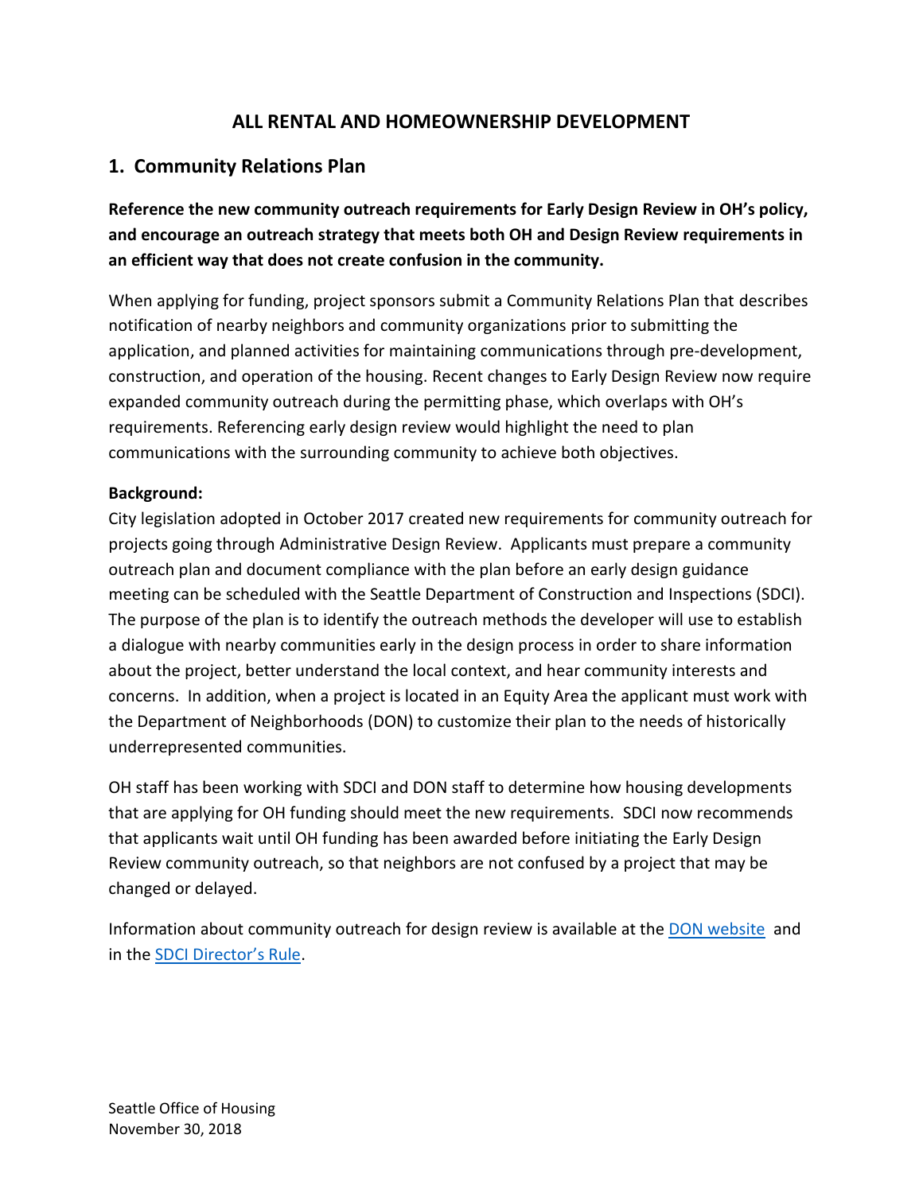# ALL RENTAL AND HOMEOWNERSHIP DEVELOPMENT

## 1. Community Relations Plan

**Reference the new community outreach requirements for Early Design Review in OH's policy, and encourage an outreach strategy that meets both OH and Design Review requirements in an efficient way that does not create confusion in the community.**

When applying for funding, project sponsors submit a Community Relations Plan that describes notification of nearby neighbors and community organizations prior to submitting the application, and planned activities for maintaining communications through pre-development, construction, and operation of the housing. Recent changes to Early Design Review now require expanded community outreach during the permitting phase, which overlaps with OH's requirements. Referencing early design review would highlight the need to plan communications with the surrounding community to achieve both objectives.

**Background:**
City legislation adopted in October 2017 created new requirements for community outreach for projects going through Administrative Design Review. Applicants must prepare a community outreach plan and document compliance with the plan before an early design guidance meeting can be scheduled with the Seattle Department of Construction and Inspections (SDCI). The purpose of the plan is to identify the outreach methods the developer will use to establish a dialogue with nearby communities early in the design process in order to share information about the project, better understand the local context, and hear community interests and concerns. In addition, when a project is located in an Equity Area the applicant must work with the Department of Neighborhoods (DON) to customize their plan to the needs of historically underrepresented communities.

OH staff has been working with SDCI and DON staff to determine how housing developments that are applying for OH funding should meet the new requirements. SDCI now recommends that applicants wait until OH funding has been awarded before initiating the Early Design Review community outreach, so that neighbors are not confused by a project that may be changed or delayed.

Information about community outreach for design review is available at the DON website and in the SDCI Director's Rule.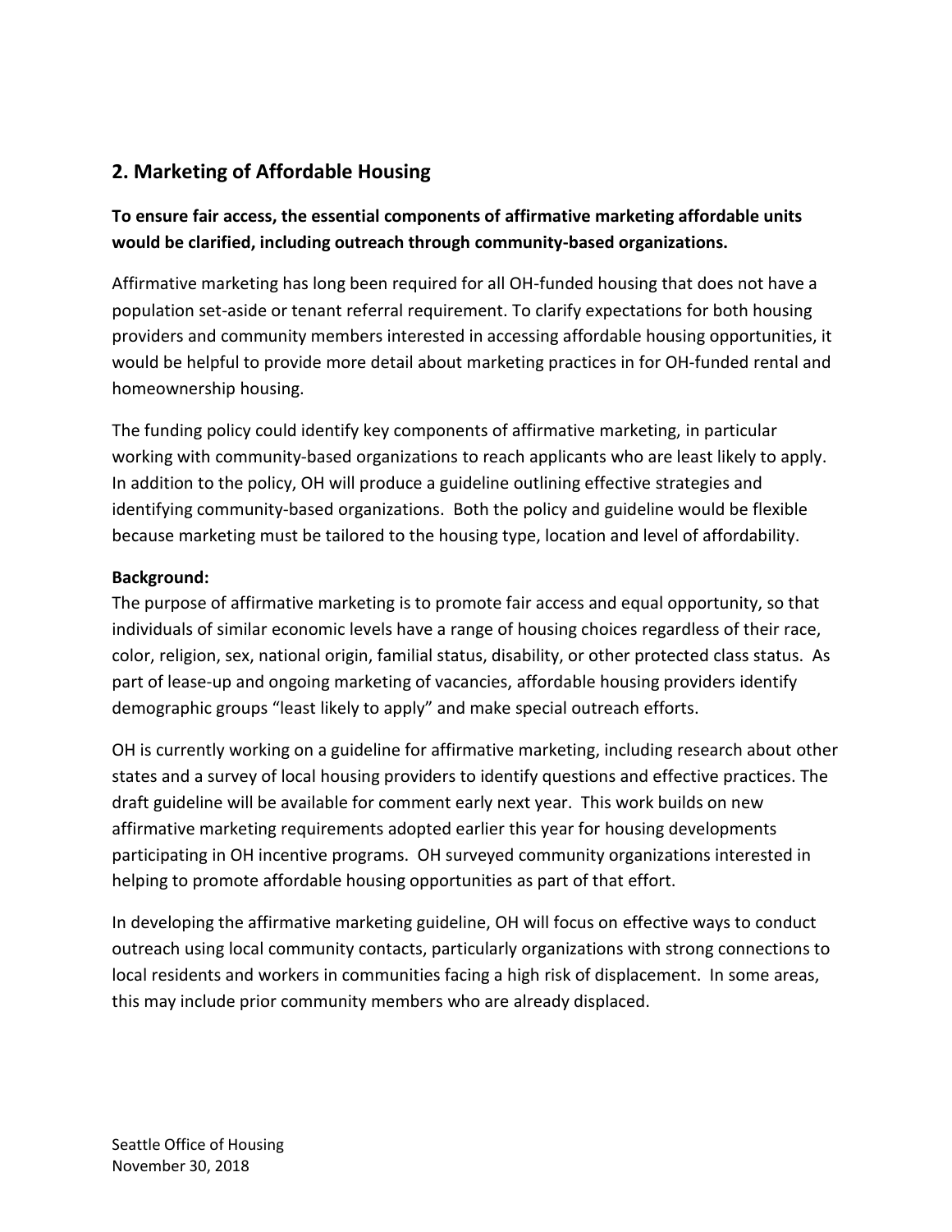## 2. Marketing of Affordable Housing

**To ensure fair access, the essential components of affirmative marketing affordable units would be clarified, including outreach through community-based organizations.**

Affirmative marketing has long been required for all OH-funded housing that does not have a population set-aside or tenant referral requirement. To clarify expectations for both housing providers and community members interested in accessing affordable housing opportunities, it would be helpful to provide more detail about marketing practices in for OH-funded rental and homeownership housing.

The funding policy could identify key components of affirmative marketing, in particular working with community-based organizations to reach applicants who are least likely to apply. In addition to the policy, OH will produce a guideline outlining effective strategies and identifying community-based organizations. Both the policy and guideline would be flexible because marketing must be tailored to the housing type, location and level of affordability.

**Background:**
The purpose of affirmative marketing is to promote fair access and equal opportunity, so that individuals of similar economic levels have a range of housing choices regardless of their race, color, religion, sex, national origin, familial status, disability, or other protected class status. As part of lease-up and ongoing marketing of vacancies, affordable housing providers identify demographic groups "least likely to apply" and make special outreach efforts.

OH is currently working on a guideline for affirmative marketing, including research about other states and a survey of local housing providers to identify questions and effective practices. The draft guideline will be available for comment early next year. This work builds on new affirmative marketing requirements adopted earlier this year for housing developments participating in OH incentive programs. OH surveyed community organizations interested in helping to promote affordable housing opportunities as part of that effort.

In developing the affirmative marketing guideline, OH will focus on effective ways to conduct outreach using local community contacts, particularly organizations with strong connections to local residents and workers in communities facing a high risk of displacement. In some areas, this may include prior community members who are already displaced.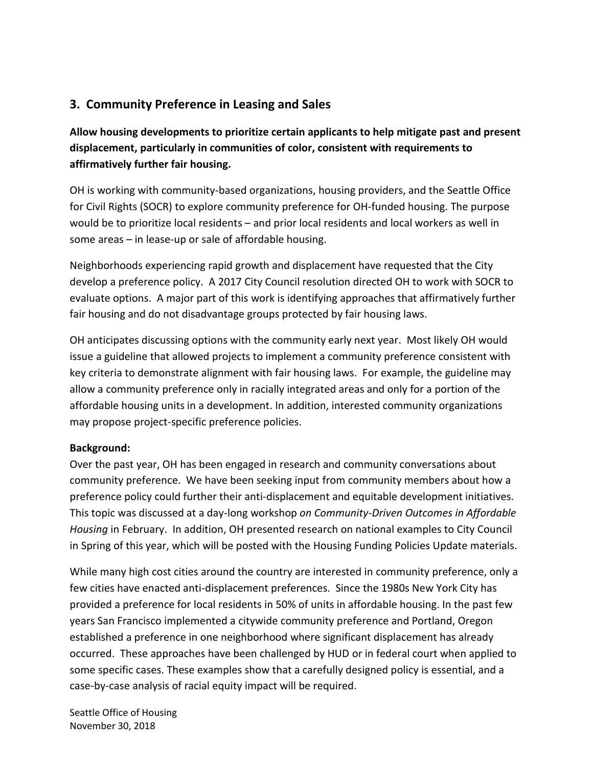## 3. Community Preference in Leasing and Sales

**Allow housing developments to prioritize certain applicants to help mitigate past and present displacement, particularly in communities of color, consistent with requirements to affirmatively further fair housing.**

OH is working with community-based organizations, housing providers, and the Seattle Office for Civil Rights (SOCR) to explore community preference for OH-funded housing. The purpose would be to prioritize local residents – and prior local residents and local workers as well in some areas – in lease-up or sale of affordable housing.

Neighborhoods experiencing rapid growth and displacement have requested that the City develop a preference policy. A 2017 City Council resolution directed OH to work with SOCR to evaluate options. A major part of this work is identifying approaches that affirmatively further fair housing and do not disadvantage groups protected by fair housing laws.

OH anticipates discussing options with the community early next year. Most likely OH would issue a guideline that allowed projects to implement a community preference consistent with key criteria to demonstrate alignment with fair housing laws. For example, the guideline may allow a community preference only in racially integrated areas and only for a portion of the affordable housing units in a development. In addition, interested community organizations may propose project-specific preference policies.

**Background:**
Over the past year, OH has been engaged in research and community conversations about community preference. We have been seeking input from community members about how a preference policy could further their anti-displacement and equitable development initiatives. This topic was discussed at a day-long workshop *on Community-Driven Outcomes in Affordable Housing* in February. In addition, OH presented research on national examples to City Council in Spring of this year, which will be posted with the Housing Funding Policies Update materials.

While many high cost cities around the country are interested in community preference, only a few cities have enacted anti-displacement preferences. Since the 1980s New York City has provided a preference for local residents in 50% of units in affordable housing. In the past few years San Francisco implemented a citywide community preference and Portland, Oregon established a preference in one neighborhood where significant displacement has already occurred. These approaches have been challenged by HUD or in federal court when applied to some specific cases. These examples show that a carefully designed policy is essential, and a case-by-case analysis of racial equity impact will be required.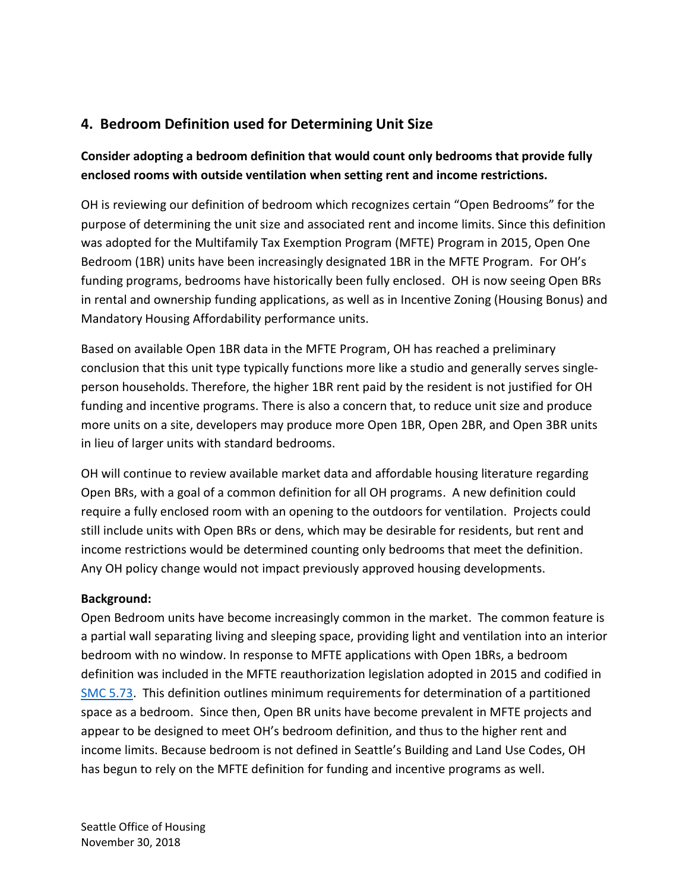## 4. Bedroom Definition used for Determining Unit Size

**Consider adopting a bedroom definition that would count only bedrooms that provide fully enclosed rooms with outside ventilation when setting rent and income restrictions.**

OH is reviewing our definition of bedroom which recognizes certain "Open Bedrooms" for the purpose of determining the unit size and associated rent and income limits. Since this definition was adopted for the Multifamily Tax Exemption Program (MFTE) Program in 2015, Open One Bedroom (1BR) units have been increasingly designated 1BR in the MFTE Program. For OH's funding programs, bedrooms have historically been fully enclosed. OH is now seeing Open BRs in rental and ownership funding applications, as well as in Incentive Zoning (Housing Bonus) and Mandatory Housing Affordability performance units.

Based on available Open 1BR data in the MFTE Program, OH has reached a preliminary conclusion that this unit type typically functions more like a studio and generally serves single-person households. Therefore, the higher 1BR rent paid by the resident is not justified for OH funding and incentive programs. There is also a concern that, to reduce unit size and produce more units on a site, developers may produce more Open 1BR, Open 2BR, and Open 3BR units in lieu of larger units with standard bedrooms.

OH will continue to review available market data and affordable housing literature regarding Open BRs, with a goal of a common definition for all OH programs. A new definition could require a fully enclosed room with an opening to the outdoors for ventilation. Projects could still include units with Open BRs or dens, which may be desirable for residents, but rent and income restrictions would be determined counting only bedrooms that meet the definition. Any OH policy change would not impact previously approved housing developments.

**Background:**
Open Bedroom units have become increasingly common in the market. The common feature is a partial wall separating living and sleeping space, providing light and ventilation into an interior bedroom with no window. In response to MFTE applications with Open 1BRs, a bedroom definition was included in the MFTE reauthorization legislation adopted in 2015 and codified in SMC 5.73. This definition outlines minimum requirements for determination of a partitioned space as a bedroom. Since then, Open BR units have become prevalent in MFTE projects and appear to be designed to meet OH's bedroom definition, and thus to the higher rent and income limits. Because bedroom is not defined in Seattle's Building and Land Use Codes, OH has begun to rely on the MFTE definition for funding and incentive programs as well.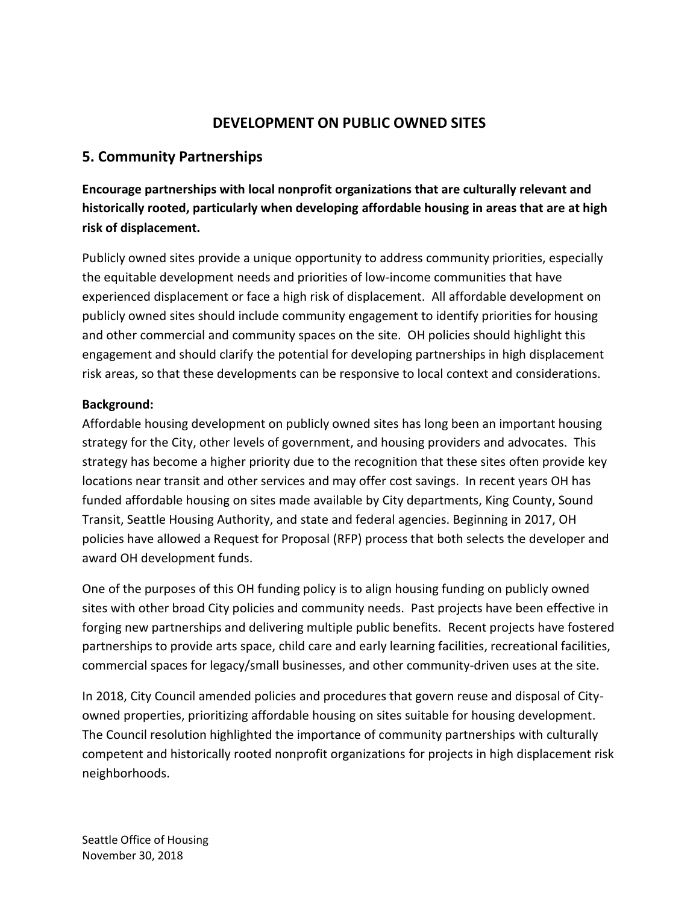# DEVELOPMENT ON PUBLIC OWNED SITES

## 5. Community Partnerships

**Encourage partnerships with local nonprofit organizations that are culturally relevant and historically rooted, particularly when developing affordable housing in areas that are at high risk of displacement.**

Publicly owned sites provide a unique opportunity to address community priorities, especially the equitable development needs and priorities of low-income communities that have experienced displacement or face a high risk of displacement. All affordable development on publicly owned sites should include community engagement to identify priorities for housing and other commercial and community spaces on the site. OH policies should highlight this engagement and should clarify the potential for developing partnerships in high displacement risk areas, so that these developments can be responsive to local context and considerations.

**Background:**
Affordable housing development on publicly owned sites has long been an important housing strategy for the City, other levels of government, and housing providers and advocates. This strategy has become a higher priority due to the recognition that these sites often provide key locations near transit and other services and may offer cost savings. In recent years OH has funded affordable housing on sites made available by City departments, King County, Sound Transit, Seattle Housing Authority, and state and federal agencies. Beginning in 2017, OH policies have allowed a Request for Proposal (RFP) process that both selects the developer and award OH development funds.

One of the purposes of this OH funding policy is to align housing funding on publicly owned sites with other broad City policies and community needs. Past projects have been effective in forging new partnerships and delivering multiple public benefits. Recent projects have fostered partnerships to provide arts space, child care and early learning facilities, recreational facilities, commercial spaces for legacy/small businesses, and other community-driven uses at the site.

In 2018, City Council amended policies and procedures that govern reuse and disposal of City-owned properties, prioritizing affordable housing on sites suitable for housing development. The Council resolution highlighted the importance of community partnerships with culturally competent and historically rooted nonprofit organizations for projects in high displacement risk neighborhoods.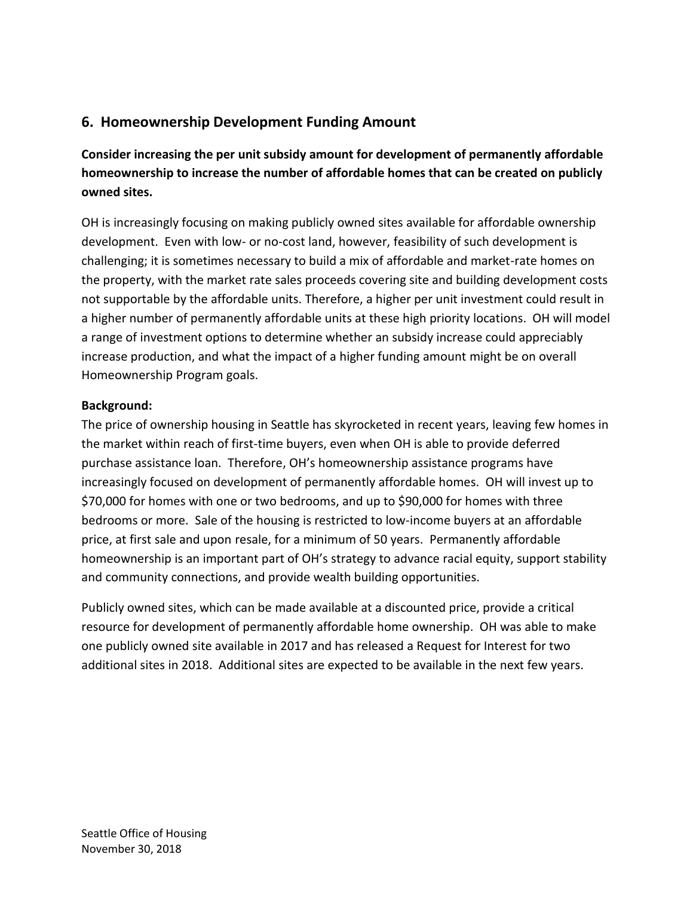## 6. Homeownership Development Funding Amount

**Consider increasing the per unit subsidy amount for development of permanently affordable homeownership to increase the number of affordable homes that can be created on publicly owned sites.**

OH is increasingly focusing on making publicly owned sites available for affordable ownership development. Even with low- or no-cost land, however, feasibility of such development is challenging; it is sometimes necessary to build a mix of affordable and market-rate homes on the property, with the market rate sales proceeds covering site and building development costs not supportable by the affordable units. Therefore, a higher per unit investment could result in a higher number of permanently affordable units at these high priority locations. OH will model a range of investment options to determine whether an subsidy increase could appreciably increase production, and what the impact of a higher funding amount might be on overall Homeownership Program goals.

**Background:**
The price of ownership housing in Seattle has skyrocketed in recent years, leaving few homes in the market within reach of first-time buyers, even when OH is able to provide deferred purchase assistance loan. Therefore, OH's homeownership assistance programs have increasingly focused on development of permanently affordable homes. OH will invest up to $70,000 for homes with one or two bedrooms, and up to $90,000 for homes with three bedrooms or more. Sale of the housing is restricted to low-income buyers at an affordable price, at first sale and upon resale, for a minimum of 50 years. Permanently affordable homeownership is an important part of OH's strategy to advance racial equity, support stability and community connections, and provide wealth building opportunities.

Publicly owned sites, which can be made available at a discounted price, provide a critical resource for development of permanently affordable home ownership. OH was able to make one publicly owned site available in 2017 and has released a Request for Interest for two additional sites in 2018. Additional sites are expected to be available in the next few years.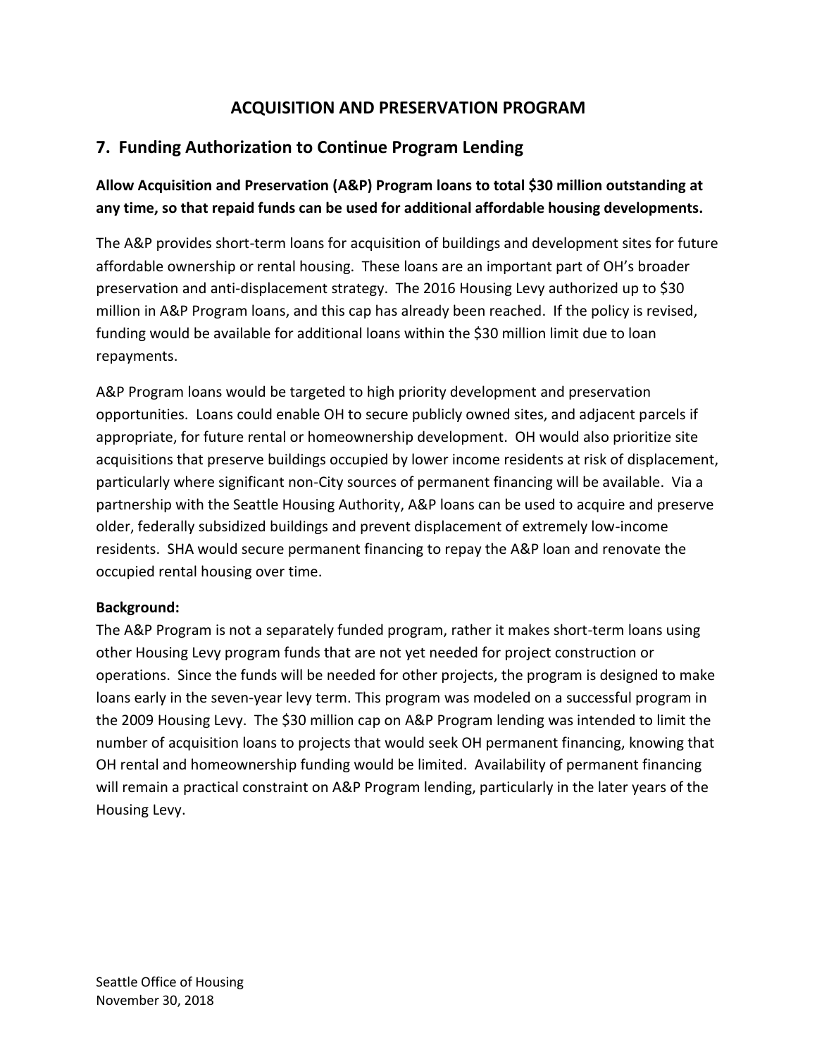# ACQUISITION AND PRESERVATION PROGRAM

## 7. Funding Authorization to Continue Program Lending

**Allow Acquisition and Preservation (A&P) Program loans to total $30 million outstanding at any time, so that repaid funds can be used for additional affordable housing developments.**

The A&P provides short-term loans for acquisition of buildings and development sites for future affordable ownership or rental housing. These loans are an important part of OH's broader preservation and anti-displacement strategy. The 2016 Housing Levy authorized up to $30 million in A&P Program loans, and this cap has already been reached. If the policy is revised, funding would be available for additional loans within the $30 million limit due to loan repayments.

A&P Program loans would be targeted to high priority development and preservation opportunities. Loans could enable OH to secure publicly owned sites, and adjacent parcels if appropriate, for future rental or homeownership development. OH would also prioritize site acquisitions that preserve buildings occupied by lower income residents at risk of displacement, particularly where significant non-City sources of permanent financing will be available. Via a partnership with the Seattle Housing Authority, A&P loans can be used to acquire and preserve older, federally subsidized buildings and prevent displacement of extremely low-income residents. SHA would secure permanent financing to repay the A&P loan and renovate the occupied rental housing over time.

**Background:**
The A&P Program is not a separately funded program, rather it makes short-term loans using other Housing Levy program funds that are not yet needed for project construction or operations. Since the funds will be needed for other projects, the program is designed to make loans early in the seven-year levy term. This program was modeled on a successful program in the 2009 Housing Levy. The $30 million cap on A&P Program lending was intended to limit the number of acquisition loans to projects that would seek OH permanent financing, knowing that OH rental and homeownership funding would be limited. Availability of permanent financing will remain a practical constraint on A&P Program lending, particularly in the later years of the Housing Levy.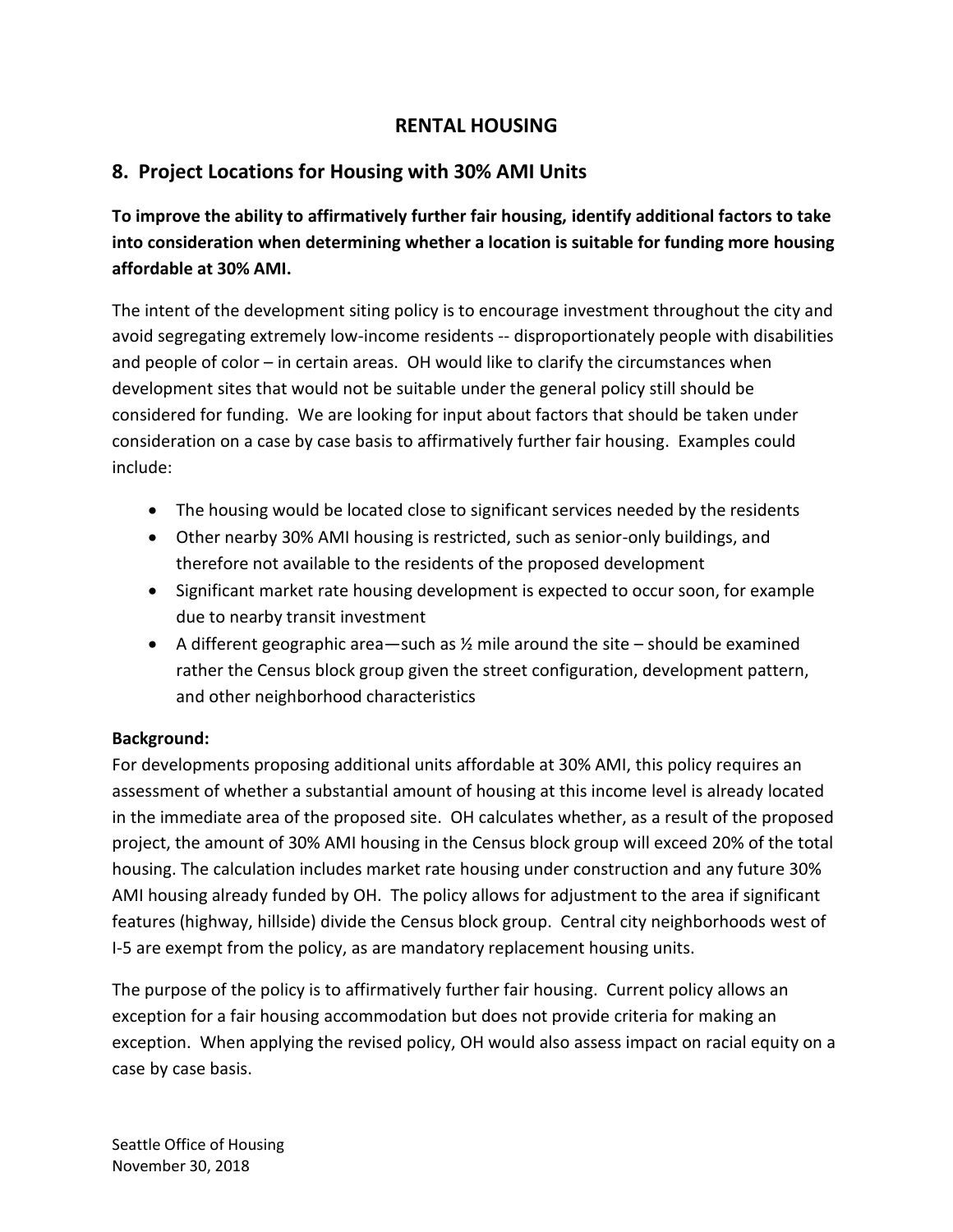# RENTAL HOUSING

## 8. Project Locations for Housing with 30% AMI Units

**To improve the ability to affirmatively further fair housing, identify additional factors to take into consideration when determining whether a location is suitable for funding more housing affordable at 30% AMI.**

The intent of the development siting policy is to encourage investment throughout the city and avoid segregating extremely low-income residents -- disproportionately people with disabilities and people of color – in certain areas. OH would like to clarify the circumstances when development sites that would not be suitable under the general policy still should be considered for funding. We are looking for input about factors that should be taken under consideration on a case by case basis to affirmatively further fair housing. Examples could include:

- The housing would be located close to significant services needed by the residents
- Other nearby 30% AMI housing is restricted, such as senior-only buildings, and therefore not available to the residents of the proposed development
- Significant market rate housing development is expected to occur soon, for example due to nearby transit investment
- A different geographic area—such as ½ mile around the site – should be examined rather the Census block group given the street configuration, development pattern, and other neighborhood characteristics

**Background:**
For developments proposing additional units affordable at 30% AMI, this policy requires an assessment of whether a substantial amount of housing at this income level is already located in the immediate area of the proposed site. OH calculates whether, as a result of the proposed project, the amount of 30% AMI housing in the Census block group will exceed 20% of the total housing. The calculation includes market rate housing under construction and any future 30% AMI housing already funded by OH. The policy allows for adjustment to the area if significant features (highway, hillside) divide the Census block group. Central city neighborhoods west of I-5 are exempt from the policy, as are mandatory replacement housing units.

The purpose of the policy is to affirmatively further fair housing. Current policy allows an exception for a fair housing accommodation but does not provide criteria for making an exception. When applying the revised policy, OH would also assess impact on racial equity on a case by case basis.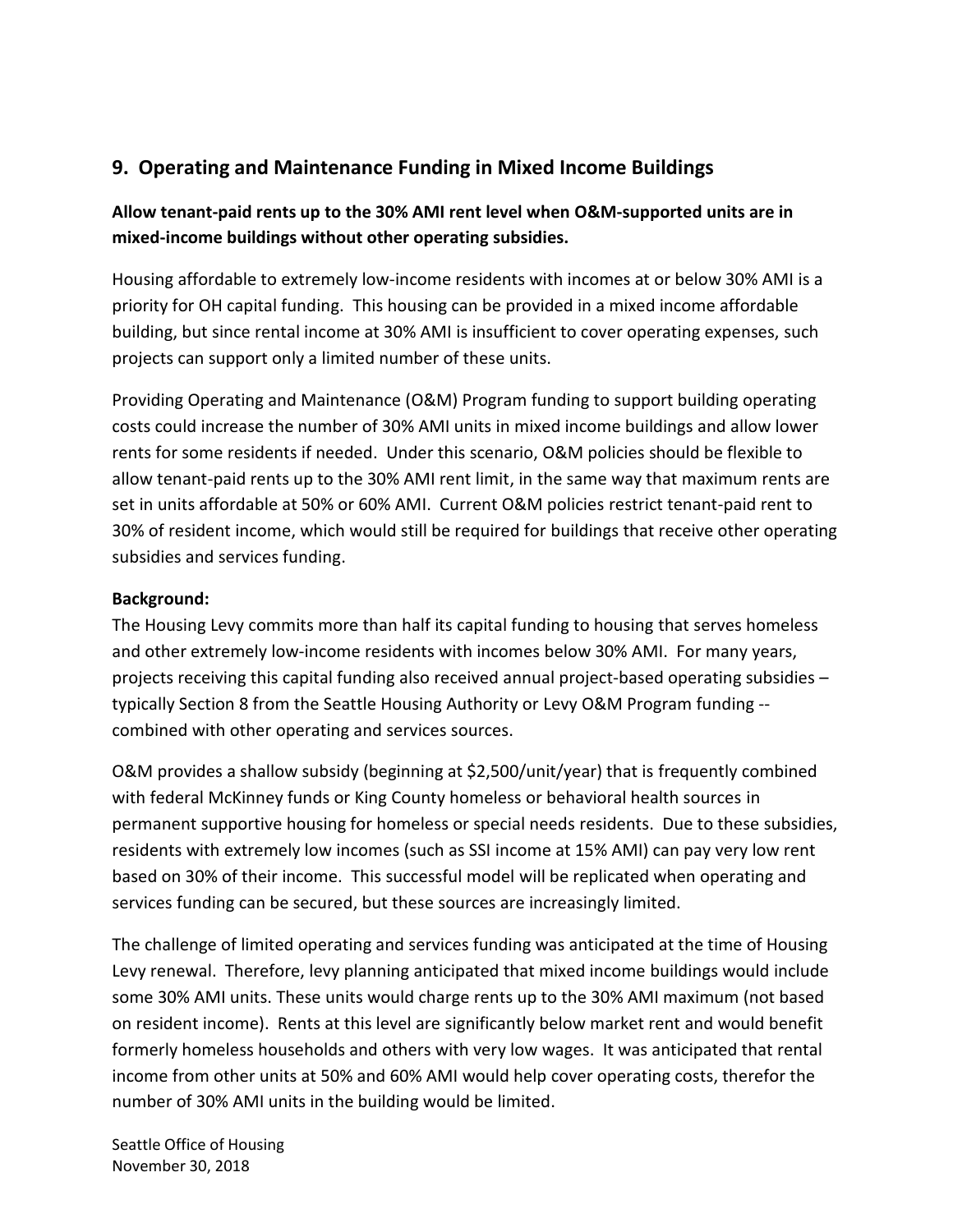## 9. Operating and Maintenance Funding in Mixed Income Buildings

**Allow tenant-paid rents up to the 30% AMI rent level when O&M-supported units are in mixed-income buildings without other operating subsidies.**

Housing affordable to extremely low-income residents with incomes at or below 30% AMI is a priority for OH capital funding. This housing can be provided in a mixed income affordable building, but since rental income at 30% AMI is insufficient to cover operating expenses, such projects can support only a limited number of these units.

Providing Operating and Maintenance (O&M) Program funding to support building operating costs could increase the number of 30% AMI units in mixed income buildings and allow lower rents for some residents if needed. Under this scenario, O&M policies should be flexible to allow tenant-paid rents up to the 30% AMI rent limit, in the same way that maximum rents are set in units affordable at 50% or 60% AMI. Current O&M policies restrict tenant-paid rent to 30% of resident income, which would still be required for buildings that receive other operating subsidies and services funding.

**Background:**

The Housing Levy commits more than half its capital funding to housing that serves homeless and other extremely low-income residents with incomes below 30% AMI. For many years, projects receiving this capital funding also received annual project-based operating subsidies – typically Section 8 from the Seattle Housing Authority or Levy O&M Program funding -- combined with other operating and services sources.

O&M provides a shallow subsidy (beginning at $2,500/unit/year) that is frequently combined with federal McKinney funds or King County homeless or behavioral health sources in permanent supportive housing for homeless or special needs residents. Due to these subsidies, residents with extremely low incomes (such as SSI income at 15% AMI) can pay very low rent based on 30% of their income. This successful model will be replicated when operating and services funding can be secured, but these sources are increasingly limited.

The challenge of limited operating and services funding was anticipated at the time of Housing Levy renewal. Therefore, levy planning anticipated that mixed income buildings would include some 30% AMI units. These units would charge rents up to the 30% AMI maximum (not based on resident income). Rents at this level are significantly below market rent and would benefit formerly homeless households and others with very low wages. It was anticipated that rental income from other units at 50% and 60% AMI would help cover operating costs, therefor the number of 30% AMI units in the building would be limited.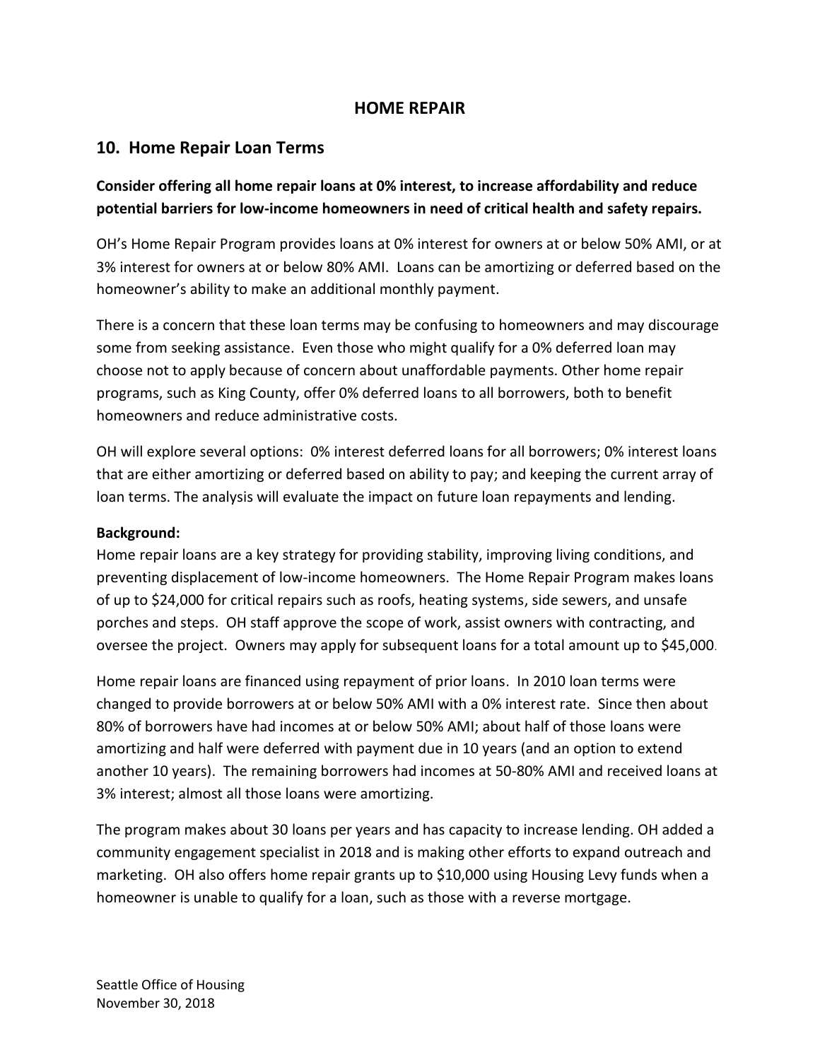# HOME REPAIR

## 10. Home Repair Loan Terms

**Consider offering all home repair loans at 0% interest, to increase affordability and reduce potential barriers for low-income homeowners in need of critical health and safety repairs.**

OH's Home Repair Program provides loans at 0% interest for owners at or below 50% AMI, or at 3% interest for owners at or below 80% AMI. Loans can be amortizing or deferred based on the homeowner's ability to make an additional monthly payment.

There is a concern that these loan terms may be confusing to homeowners and may discourage some from seeking assistance. Even those who might qualify for a 0% deferred loan may choose not to apply because of concern about unaffordable payments. Other home repair programs, such as King County, offer 0% deferred loans to all borrowers, both to benefit homeowners and reduce administrative costs.

OH will explore several options: 0% interest deferred loans for all borrowers; 0% interest loans that are either amortizing or deferred based on ability to pay; and keeping the current array of loan terms. The analysis will evaluate the impact on future loan repayments and lending.

**Background:**
Home repair loans are a key strategy for providing stability, improving living conditions, and preventing displacement of low-income homeowners. The Home Repair Program makes loans of up to $24,000 for critical repairs such as roofs, heating systems, side sewers, and unsafe porches and steps. OH staff approve the scope of work, assist owners with contracting, and oversee the project. Owners may apply for subsequent loans for a total amount up to $45,000.

Home repair loans are financed using repayment of prior loans. In 2010 loan terms were changed to provide borrowers at or below 50% AMI with a 0% interest rate. Since then about 80% of borrowers have had incomes at or below 50% AMI; about half of those loans were amortizing and half were deferred with payment due in 10 years (and an option to extend another 10 years). The remaining borrowers had incomes at 50-80% AMI and received loans at 3% interest; almost all those loans were amortizing.

The program makes about 30 loans per years and has capacity to increase lending. OH added a community engagement specialist in 2018 and is making other efforts to expand outreach and marketing. OH also offers home repair grants up to $10,000 using Housing Levy funds when a homeowner is unable to qualify for a loan, such as those with a reverse mortgage.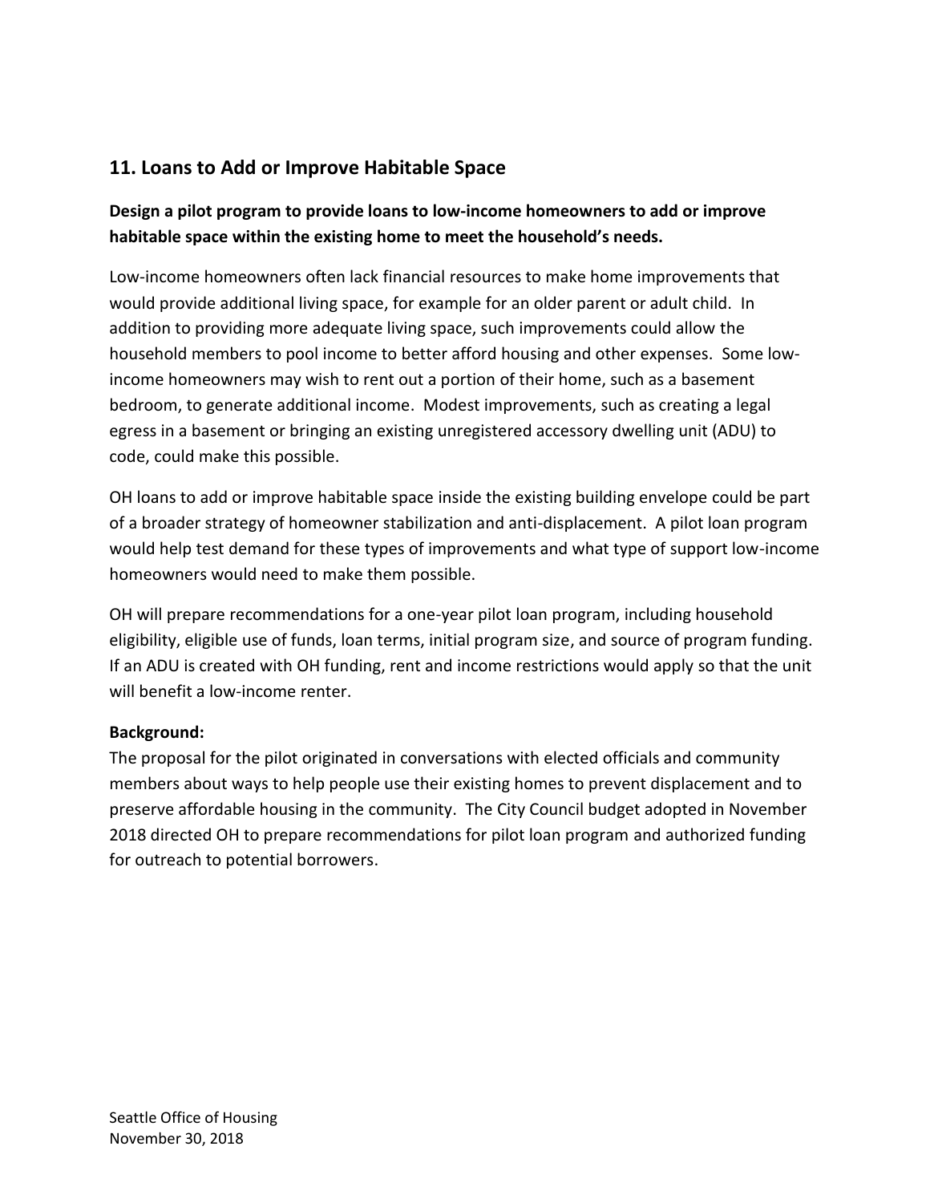## 11. Loans to Add or Improve Habitable Space

**Design a pilot program to provide loans to low-income homeowners to add or improve habitable space within the existing home to meet the household's needs.**

Low-income homeowners often lack financial resources to make home improvements that would provide additional living space, for example for an older parent or adult child. In addition to providing more adequate living space, such improvements could allow the household members to pool income to better afford housing and other expenses. Some low-income homeowners may wish to rent out a portion of their home, such as a basement bedroom, to generate additional income. Modest improvements, such as creating a legal egress in a basement or bringing an existing unregistered accessory dwelling unit (ADU) to code, could make this possible.

OH loans to add or improve habitable space inside the existing building envelope could be part of a broader strategy of homeowner stabilization and anti-displacement. A pilot loan program would help test demand for these types of improvements and what type of support low-income homeowners would need to make them possible.

OH will prepare recommendations for a one-year pilot loan program, including household eligibility, eligible use of funds, loan terms, initial program size, and source of program funding. If an ADU is created with OH funding, rent and income restrictions would apply so that the unit will benefit a low-income renter.

**Background:**
The proposal for the pilot originated in conversations with elected officials and community members about ways to help people use their existing homes to prevent displacement and to preserve affordable housing in the community. The City Council budget adopted in November 2018 directed OH to prepare recommendations for pilot loan program and authorized funding for outreach to potential borrowers.